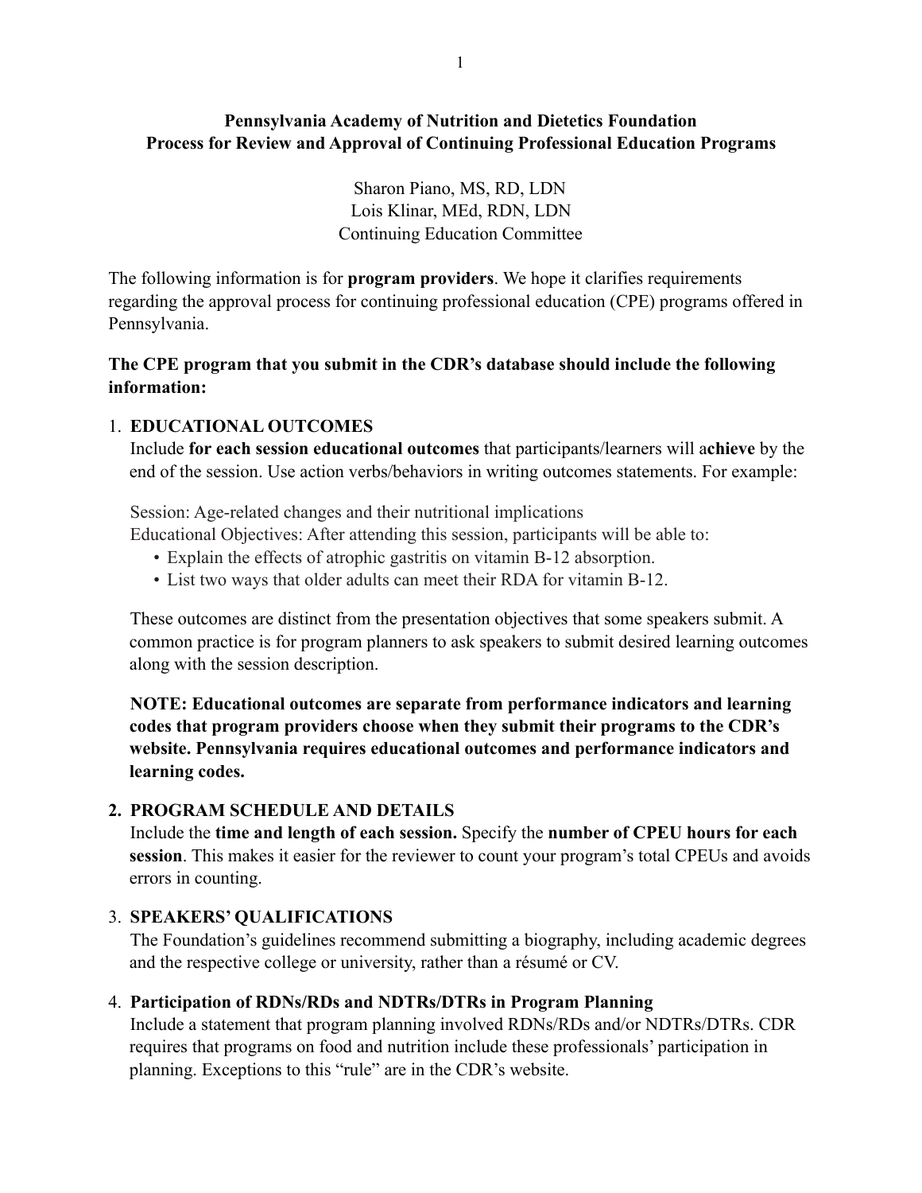**Pennsylvania Academy of Nutrition and Dietetics Foundation**
**Process for Review and Approval of Continuing Professional Education Programs**

Sharon Piano, MS, RD, LDN
Lois Klinar, MEd, RDN, LDN
Continuing Education Committee

The following information is for **program providers**. We hope it clarifies requirements regarding the approval process for continuing professional education (CPE) programs offered in Pennsylvania.

**The CPE program that you submit in the CDR's database should include the following information:**

1. **EDUCATIONAL OUTCOMES**
   Include **for each session educational outcomes** that participants/learners will a**chieve** by the end of the session. Use action verbs/behaviors in writing outcomes statements. For example:

   Session: Age-related changes and their nutritional implications
   Educational Objectives: After attending this session, participants will be able to:
   - Explain the effects of atrophic gastritis on vitamin B-12 absorption.
   - List two ways that older adults can meet their RDA for vitamin B-12.

   These outcomes are distinct from the presentation objectives that some speakers submit. A common practice is for program planners to ask speakers to submit desired learning outcomes along with the session description.

   **NOTE: Educational outcomes are separate from performance indicators and learning codes that program providers choose when they submit their programs to the CDR's website. Pennsylvania requires educational outcomes and performance indicators and learning codes.**

2. **PROGRAM SCHEDULE AND DETAILS**
   Include the **time and length of each session.** Specify the **number of CPEU hours for each session**. This makes it easier for the reviewer to count your program's total CPEUs and avoids errors in counting.

3. **SPEAKERS' QUALIFICATIONS**
   The Foundation's guidelines recommend submitting a biography, including academic degrees and the respective college or university, rather than a résumé or CV.

4. **Participation of RDNs/RDs and NDTRs/DTRs in Program Planning**
   Include a statement that program planning involved RDNs/RDs and/or NDTRs/DTRs. CDR requires that programs on food and nutrition include these professionals' participation in planning. Exceptions to this "rule" are in the CDR's website.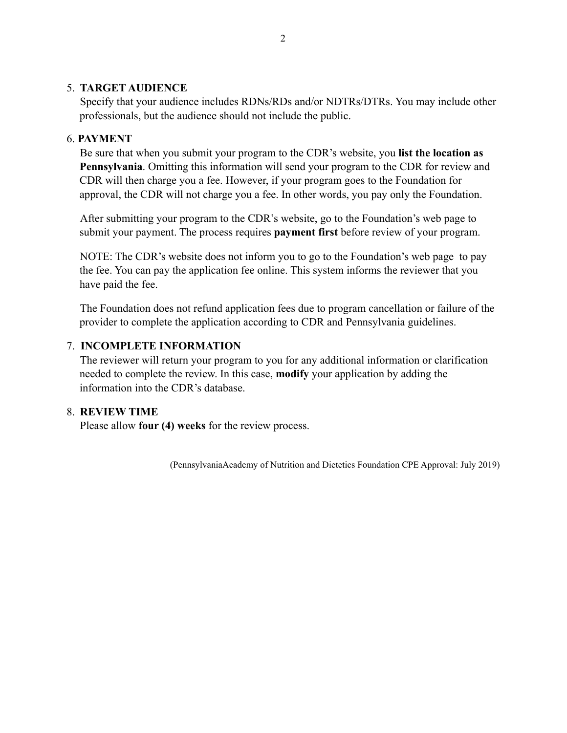5. **TARGET AUDIENCE**
   Specify that your audience includes RDNs/RDs and/or NDTRs/DTRs. You may include other professionals, but the audience should not include the public.

6. **PAYMENT**
   Be sure that when you submit your program to the CDR's website, you **list the location as Pennsylvania**. Omitting this information will send your program to the CDR for review and CDR will then charge you a fee. However, if your program goes to the Foundation for approval, the CDR will not charge you a fee. In other words, you pay only the Foundation.

   After submitting your program to the CDR's website, go to the Foundation's web page to submit your payment. The process requires **payment first** before review of your program.

   NOTE: The CDR's website does not inform you to go to the Foundation's web page to pay the fee. You can pay the application fee online. This system informs the reviewer that you have paid the fee.

   The Foundation does not refund application fees due to program cancellation or failure of the provider to complete the application according to CDR and Pennsylvania guidelines.

7. **INCOMPLETE INFORMATION**
   The reviewer will return your program to you for any additional information or clarification needed to complete the review. In this case, **modify** your application by adding the information into the CDR's database.

8. **REVIEW TIME**
   Please allow **four (4) weeks** for the review process.

(PennsylvaniaAcademy of Nutrition and Dietetics Foundation CPE Approval: July 2019)